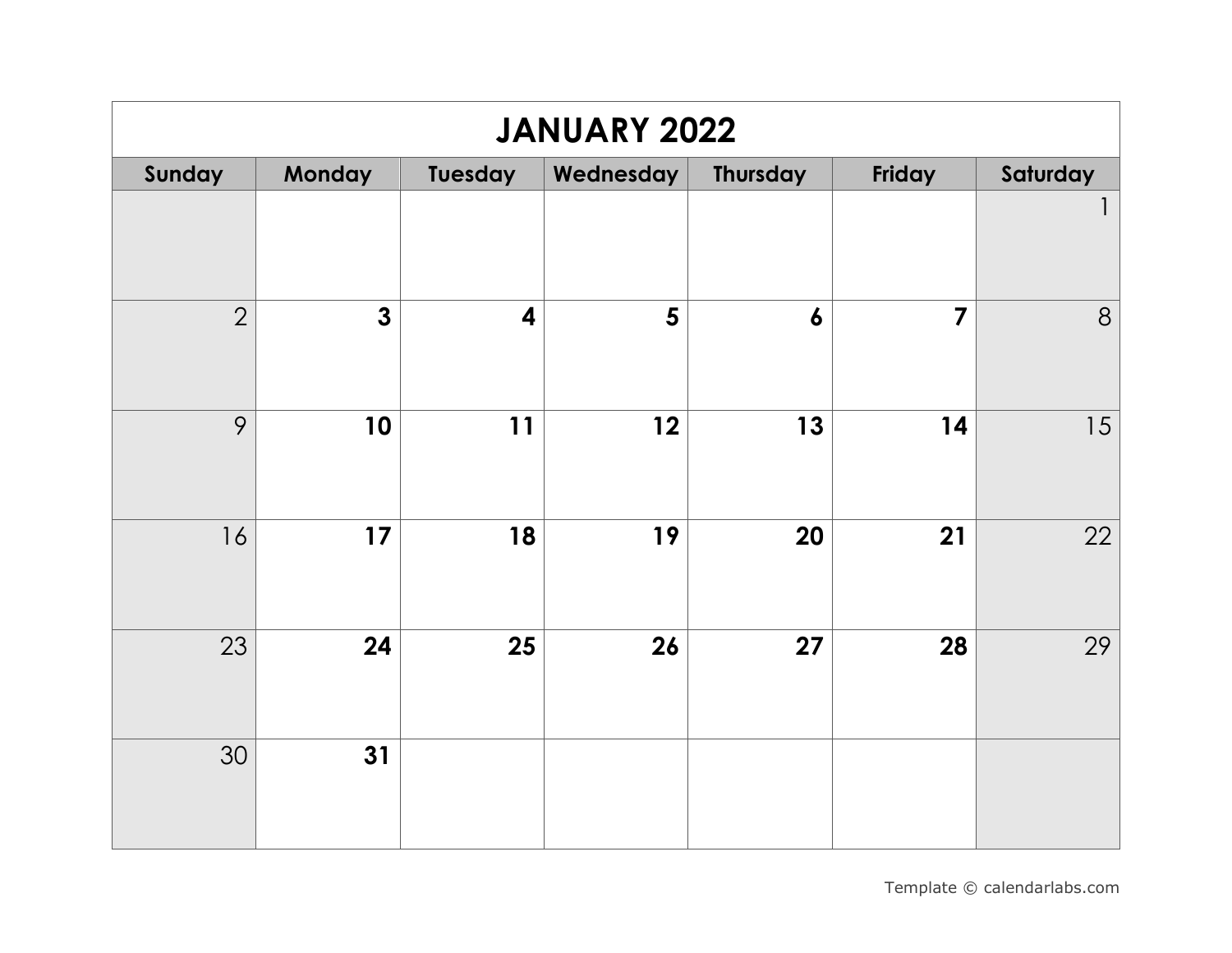# JANUARY 2022

| Sunday | Monday | Tuesday | Wednesday | Thursday | Friday | Saturday |
|---|---|---|---|---|---|---|
| | | | | | | 1 |
| 2 | **3** | **4** | **5** | **6** | **7** | 8 |
| 9 | **10** | **11** | **12** | **13** | **14** | 15 |
| 16 | **17** | **18** | **19** | **20** | **21** | 22 |
| 23 | **24** | **25** | **26** | **27** | **28** | 29 |
| 30 | **31** | | | | | |

Template © calendarlabs.com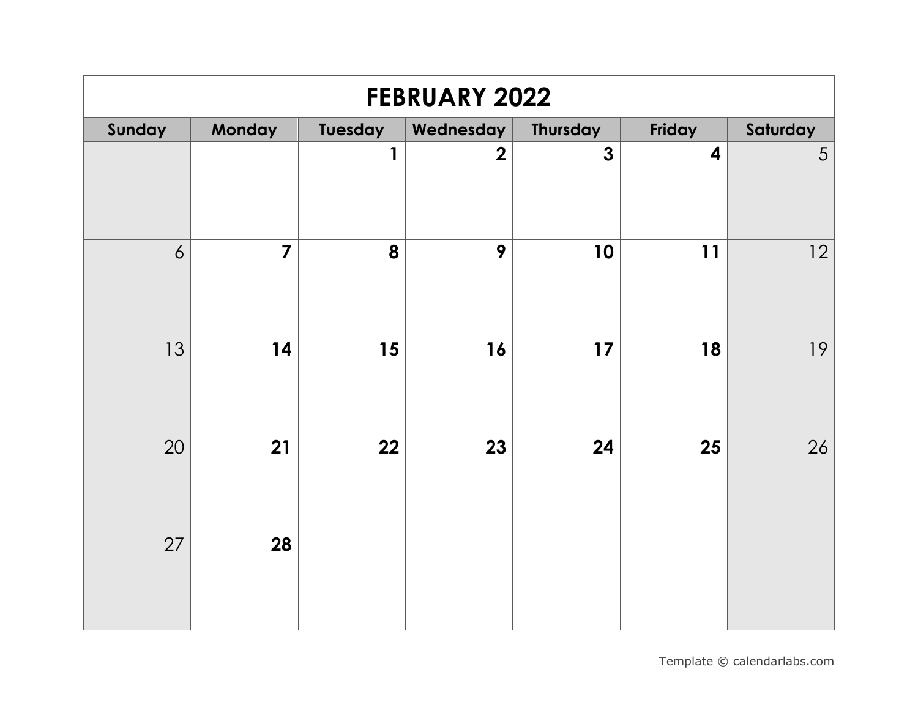# FEBRUARY 2022

| Sunday | Monday | Tuesday | Wednesday | Thursday | Friday | Saturday |
|---|---|---|---|---|---|---|
| | | 1 | 2 | 3 | 4 | 5 |
| 6 | 7 | 8 | 9 | 10 | 11 | 12 |
| 13 | 14 | 15 | 16 | 17 | 18 | 19 |
| 20 | 21 | 22 | 23 | 24 | 25 | 26 |
| 27 | 28 | | | | | |

Template © calendarlabs.com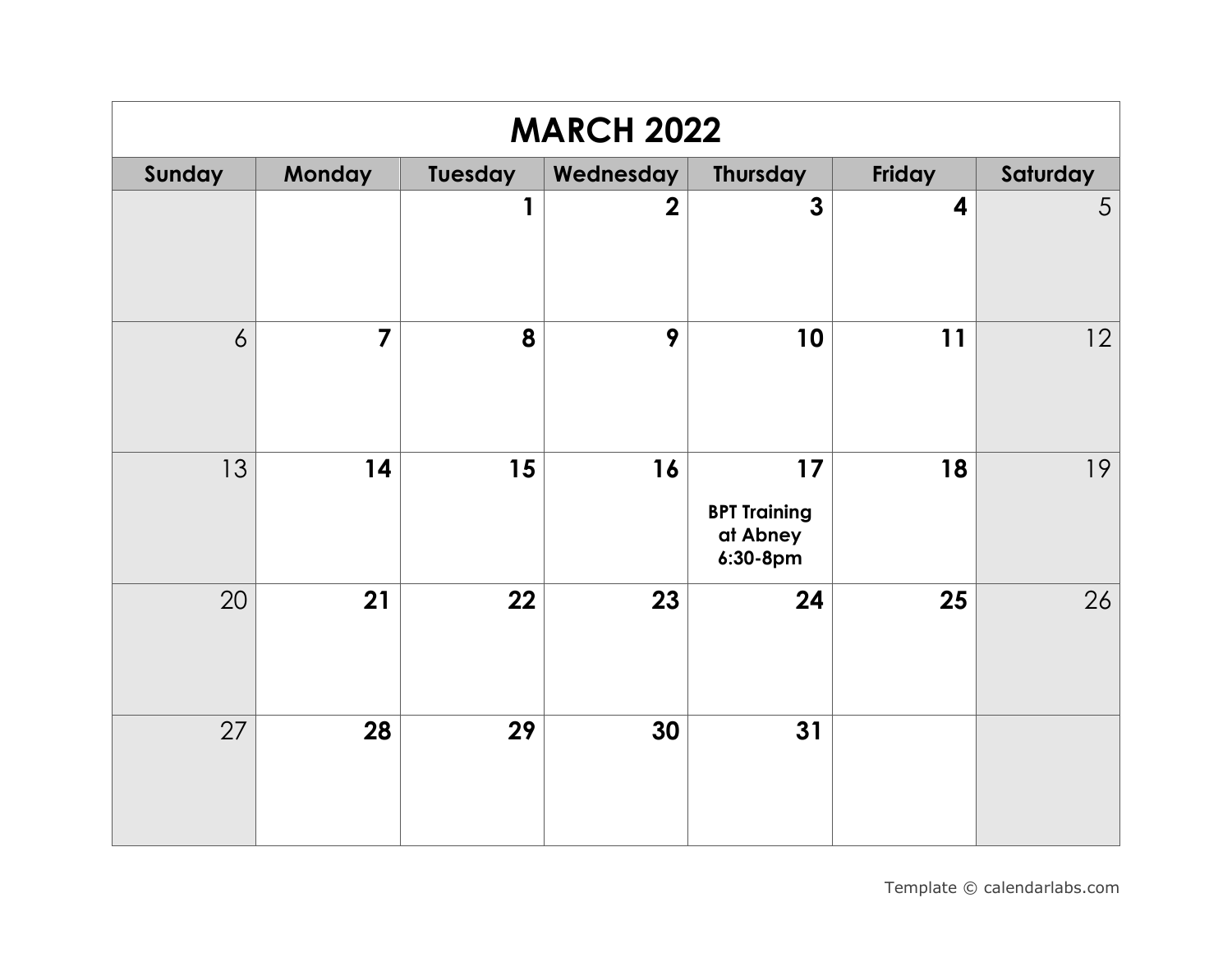# MARCH 2022

| Sunday | Monday | Tuesday | Wednesday | Thursday | Friday | Saturday |
|---|---|---|---|---|---|---|
| | | 1 | 2 | 3 | 4 | 5 |
| 6 | 7 | 8 | 9 | 10 | 11 | 12 |
| 13 | 14 | 15 | 16 | 17 **BPT Training at Abney 6:30-8pm** | 18 | 19 |
| 20 | 21 | 22 | 23 | 24 | 25 | 26 |
| 27 | 28 | 29 | 30 | 31 | | |

Template © calendarlabs.com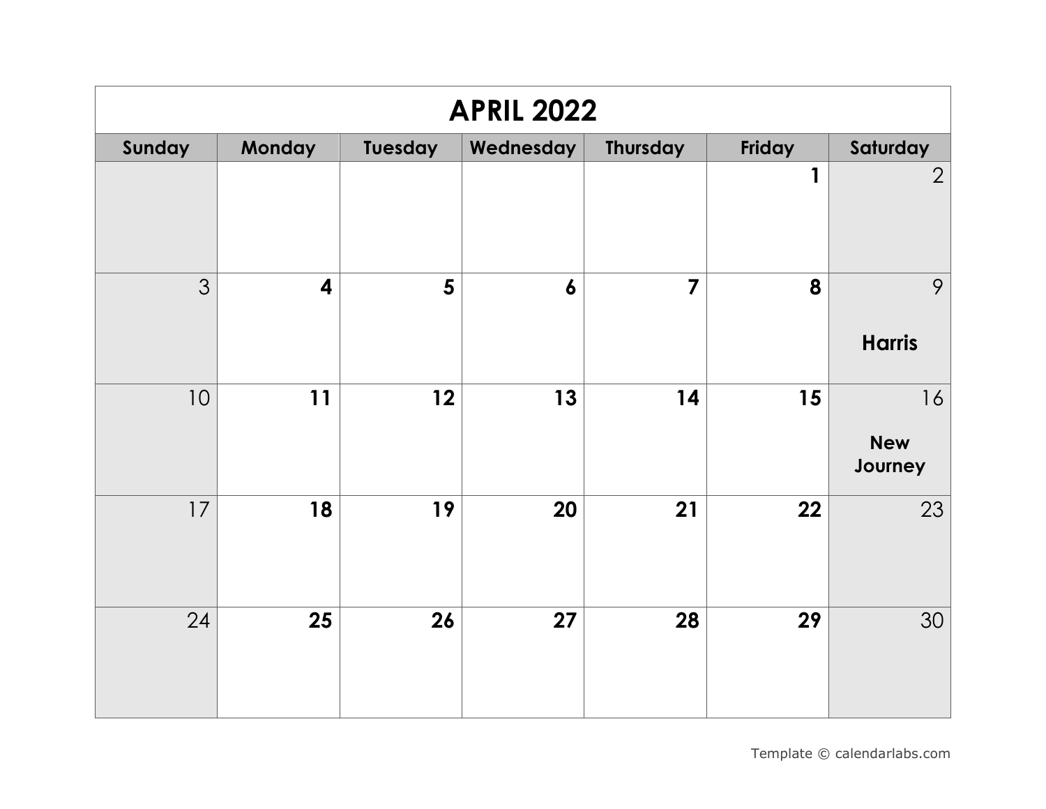# APRIL 2022

| Sunday | Monday | Tuesday | Wednesday | Thursday | Friday | Saturday |
|---|---|---|---|---|---|---|
| | | | | | 1 | 2 |
| 3 | 4 | 5 | 6 | 7 | 8 | 9 **Harris** |
| 10 | 11 | 12 | 13 | 14 | 15 | 16 **New Journey** |
| 17 | 18 | 19 | 20 | 21 | 22 | 23 |
| 24 | 25 | 26 | 27 | 28 | 29 | 30 |

Template © calendarlabs.com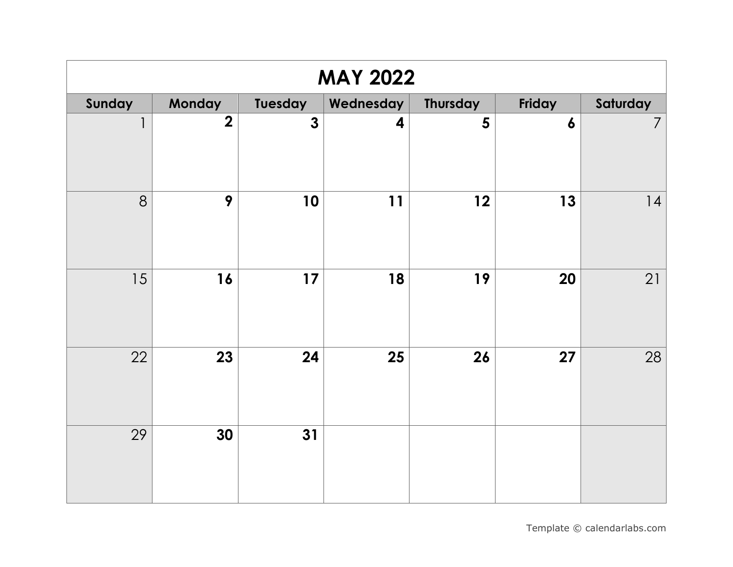# MAY 2022

| Sunday | Monday | Tuesday | Wednesday | Thursday | Friday | Saturday |
|---|---|---|---|---|---|---|
| 1 | **2** | **3** | **4** | **5** | **6** | 7 |
| 8 | **9** | **10** | **11** | **12** | **13** | 14 |
| 15 | **16** | **17** | **18** | **19** | **20** | 21 |
| 22 | **23** | **24** | **25** | **26** | **27** | 28 |
| 29 | **30** | **31** | | | | |

Template © calendarlabs.com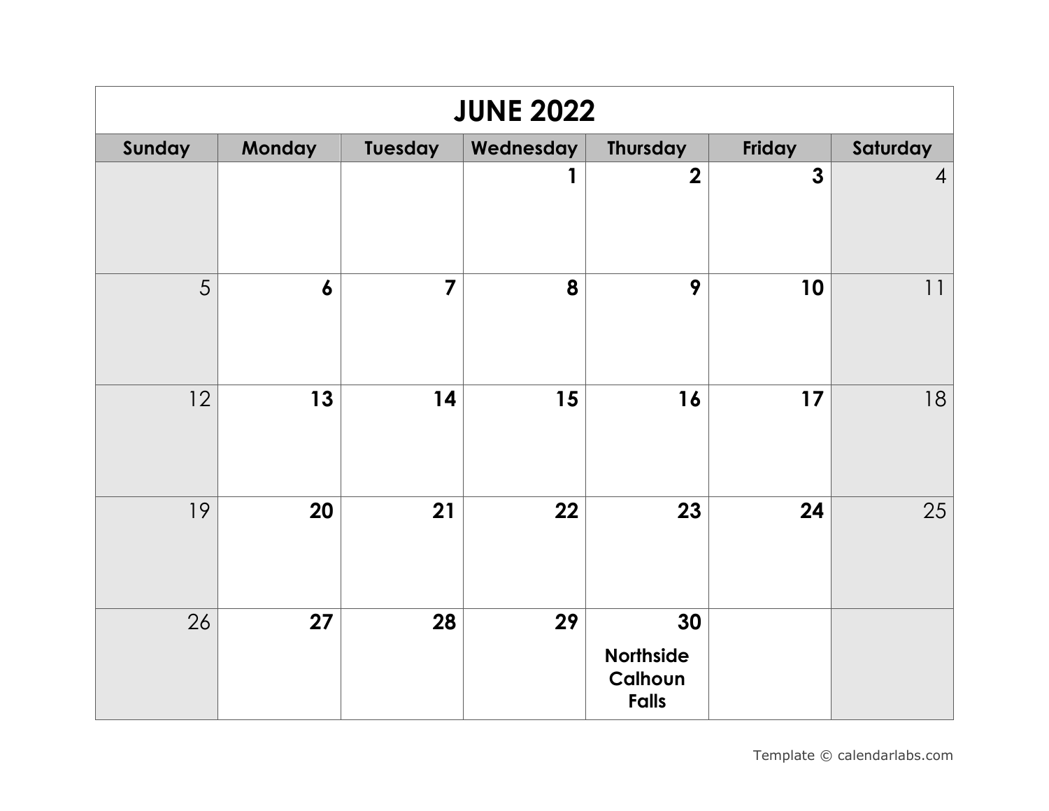# JUNE 2022

| Sunday | Monday | Tuesday | Wednesday | Thursday | Friday | Saturday |
|---|---|---|---|---|---|---|
| | | | 1 | 2 | 3 | 4 |
| 5 | 6 | 7 | 8 | 9 | 10 | 11 |
| 12 | 13 | 14 | 15 | 16 | 17 | 18 |
| 19 | 20 | 21 | 22 | 23 | 24 | 25 |
| 26 | 27 | 28 | 29 | 30 **Northside Calhoun Falls** | | |

Template © calendarlabs.com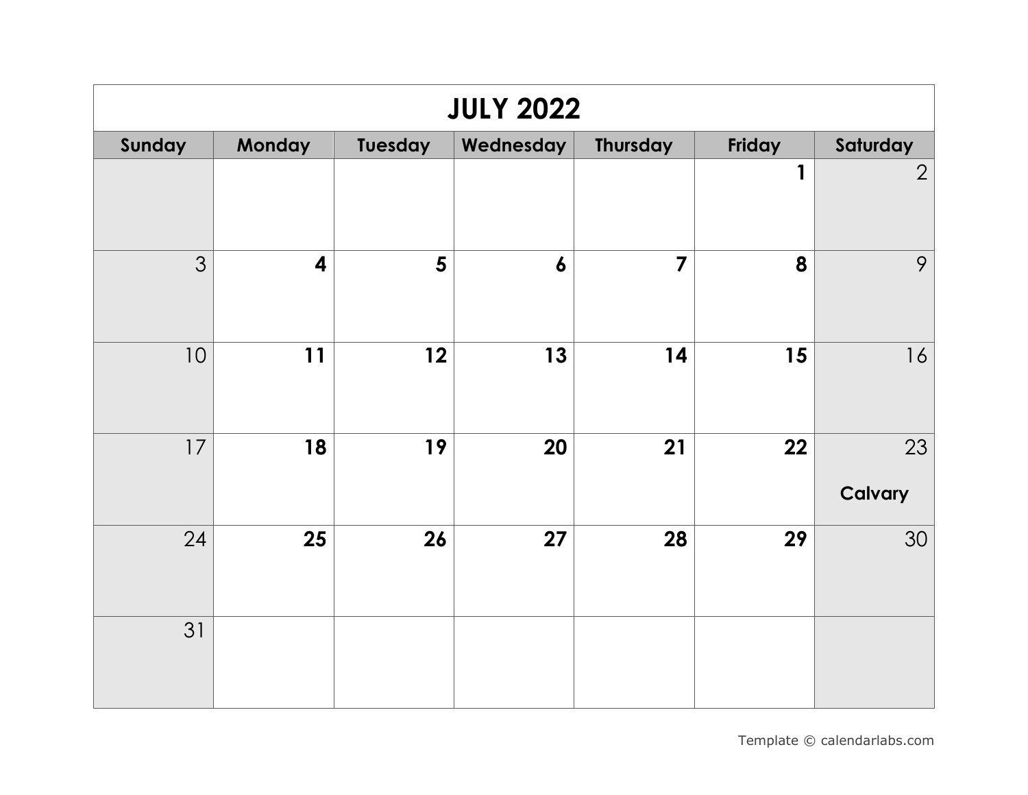# JULY 2022

| Sunday | Monday | Tuesday | Wednesday | Thursday | Friday | Saturday |
|---|---|---|---|---|---|---|
| | | | | | **1** | 2 |
| 3 | **4** | **5** | **6** | **7** | **8** | 9 |
| 10 | **11** | **12** | **13** | **14** | **15** | 16 |
| 17 | **18** | **19** | **20** | **21** | **22** | 23 **Calvary** |
| 24 | **25** | **26** | **27** | **28** | **29** | 30 |
| 31 | | | | | | |

Template © calendarlabs.com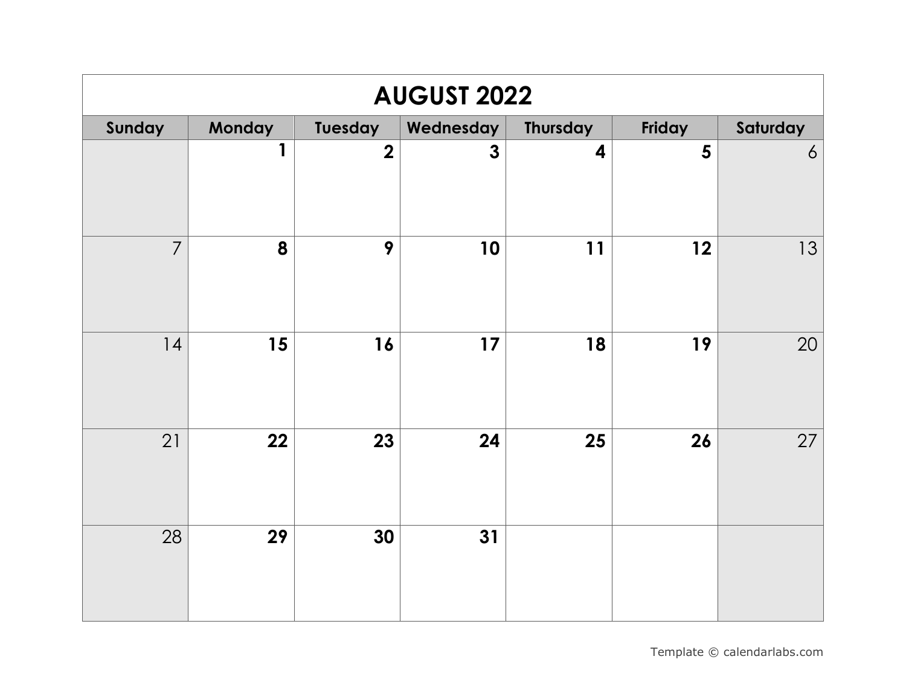# AUGUST 2022

| Sunday | Monday | Tuesday | Wednesday | Thursday | Friday | Saturday |
|---|---|---|---|---|---|---|
| | 1 | 2 | 3 | 4 | 5 | 6 |
| 7 | 8 | 9 | 10 | 11 | 12 | 13 |
| 14 | 15 | 16 | 17 | 18 | 19 | 20 |
| 21 | 22 | 23 | 24 | 25 | 26 | 27 |
| 28 | 29 | 30 | 31 | | | |

Template © calendarlabs.com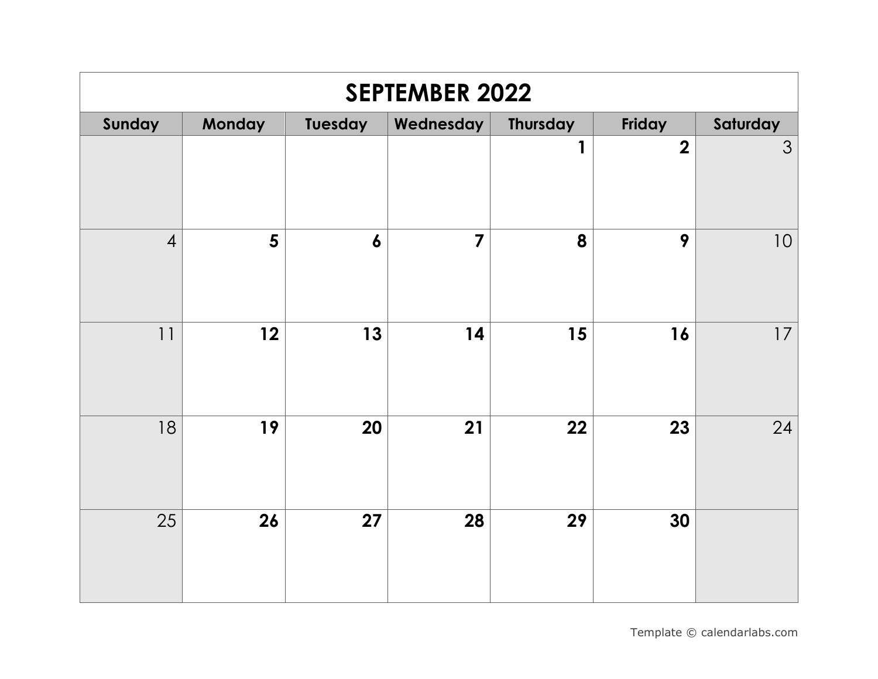# SEPTEMBER 2022

| Sunday | Monday | Tuesday | Wednesday | Thursday | Friday | Saturday |
|---|---|---|---|---|---|---|
| | | | | 1 | 2 | 3 |
| 4 | 5 | 6 | 7 | 8 | 9 | 10 |
| 11 | 12 | 13 | 14 | 15 | 16 | 17 |
| 18 | 19 | 20 | 21 | 22 | 23 | 24 |
| 25 | 26 | 27 | 28 | 29 | 30 | |

Template © calendarlabs.com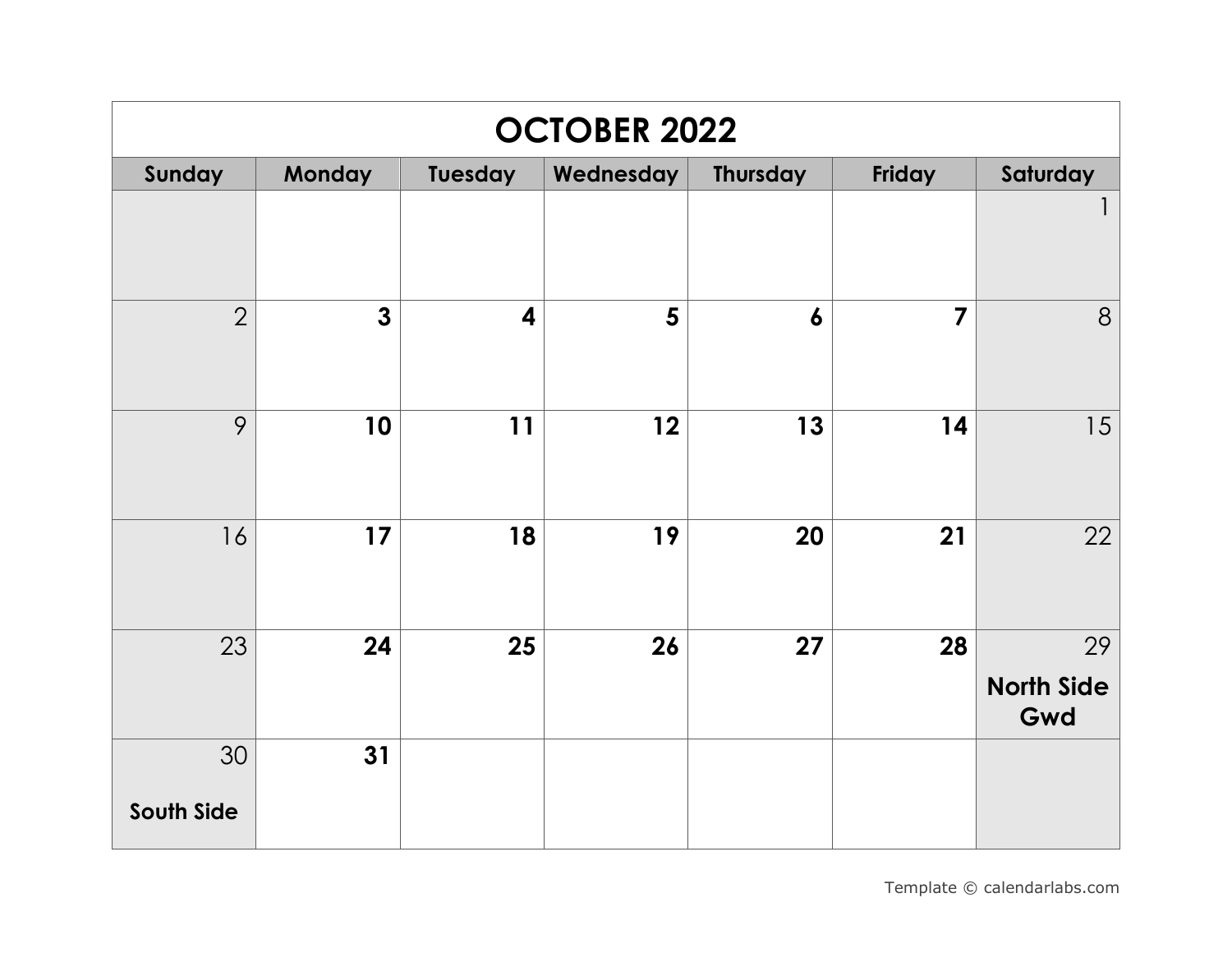# OCTOBER 2022

| Sunday | Monday | Tuesday | Wednesday | Thursday | Friday | Saturday |
|---|---|---|---|---|---|---|
| | | | | | | 1 |
| 2 | **3** | **4** | **5** | **6** | **7** | 8 |
| 9 | **10** | **11** | **12** | **13** | **14** | 15 |
| 16 | **17** | **18** | **19** | **20** | **21** | 22 |
| 23 | **24** | **25** | **26** | **27** | **28** | 29 **North Side Gwd** |
| 30 **South Side** | **31** | | | | | |

Template © calendarlabs.com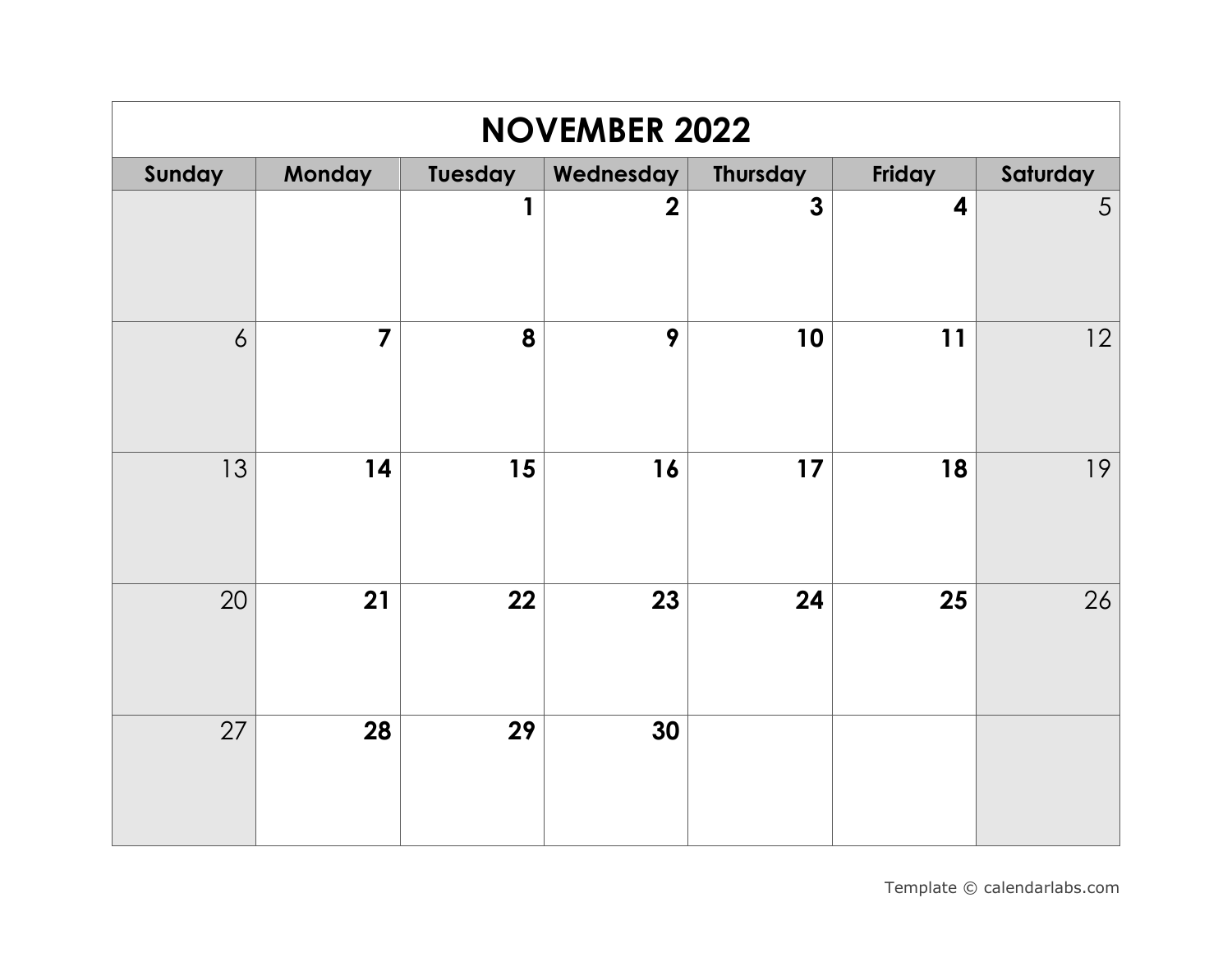| NOVEMBER 2022 | | | | | | |
|---|---|---|---|---|---|---|
| Sunday | Monday | Tuesday | Wednesday | Thursday | Friday | Saturday |
| | | 1 | 2 | 3 | 4 | 5 |
| 6 | 7 | 8 | 9 | 10 | 11 | 12 |
| 13 | 14 | 15 | 16 | 17 | 18 | 19 |
| 20 | 21 | 22 | 23 | 24 | 25 | 26 |
| 27 | 28 | 29 | 30 | | | |

Template © calendarlabs.com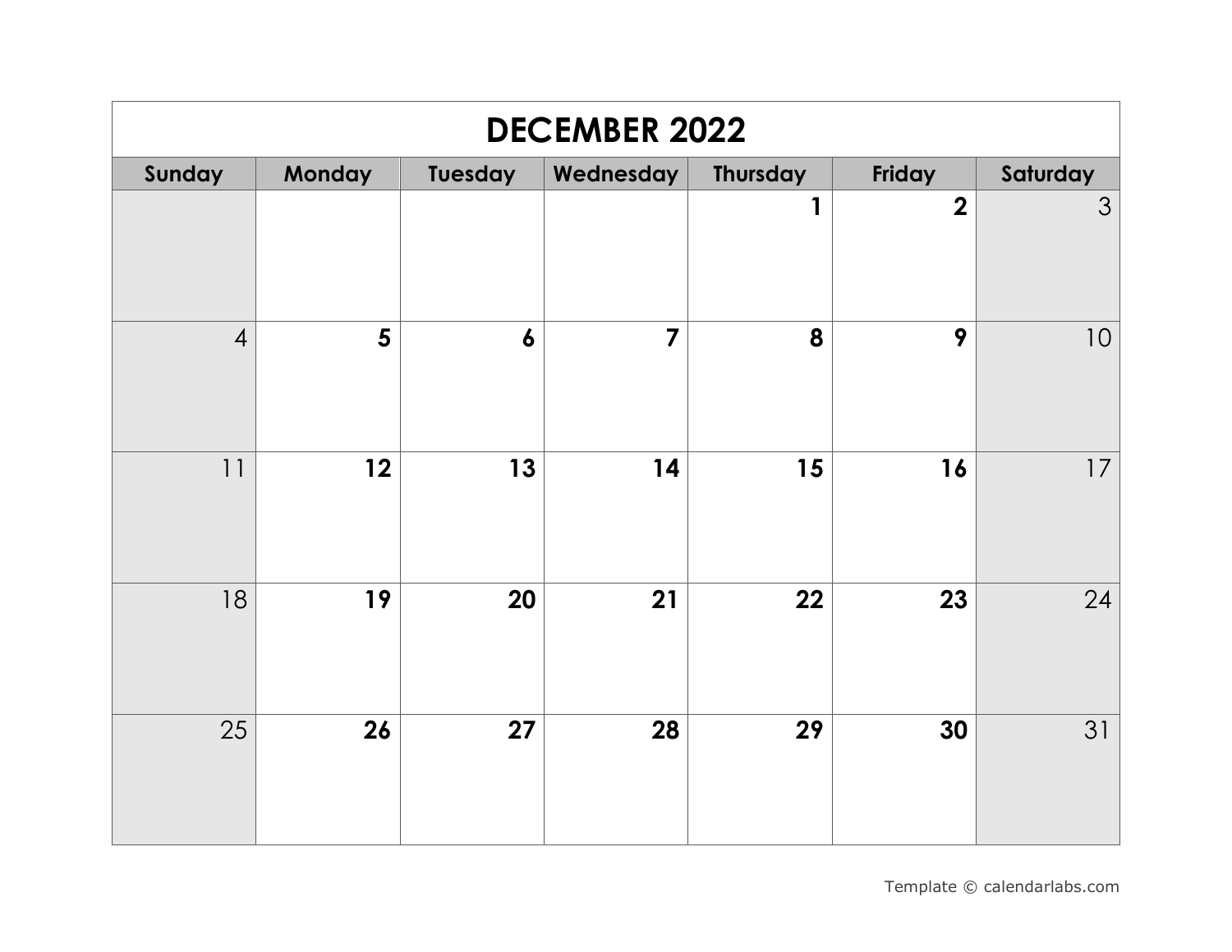# DECEMBER 2022

| Sunday | Monday | Tuesday | Wednesday | Thursday | Friday | Saturday |
|---|---|---|---|---|---|---|
| | | | | 1 | 2 | 3 |
| 4 | 5 | 6 | 7 | 8 | 9 | 10 |
| 11 | 12 | 13 | 14 | 15 | 16 | 17 |
| 18 | 19 | 20 | 21 | 22 | 23 | 24 |
| 25 | 26 | 27 | 28 | 29 | 30 | 31 |

Template © calendarlabs.com